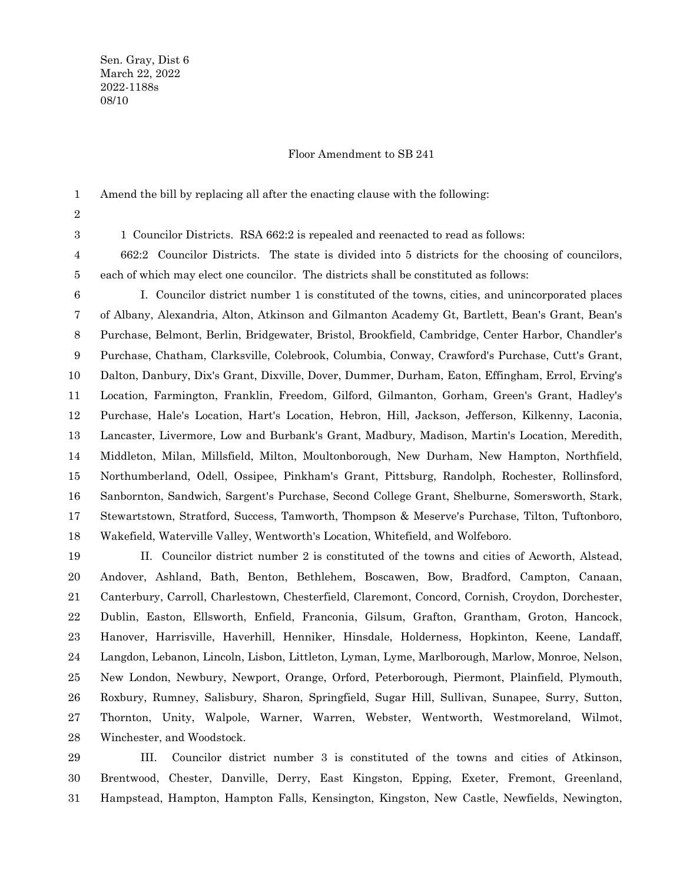Sen. Gray, Dist 6
March 22, 2022
2022-1188s
08/10

Floor Amendment to SB 241

Amend the bill by replacing all after the enacting clause with the following:

1 Councilor Districts. RSA 662:2 is repealed and reenacted to read as follows:

662:2 Councilor Districts. The state is divided into 5 districts for the choosing of councilors, each of which may elect one councilor. The districts shall be constituted as follows:

I. Councilor district number 1 is constituted of the towns, cities, and unincorporated places of Albany, Alexandria, Alton, Atkinson and Gilmanton Academy Gt, Bartlett, Bean's Grant, Bean's Purchase, Belmont, Berlin, Bridgewater, Bristol, Brookfield, Cambridge, Center Harbor, Chandler's Purchase, Chatham, Clarksville, Colebrook, Columbia, Conway, Crawford's Purchase, Cutt's Grant, Dalton, Danbury, Dix's Grant, Dixville, Dover, Dummer, Durham, Eaton, Effingham, Errol, Erving's Location, Farmington, Franklin, Freedom, Gilford, Gilmanton, Gorham, Green's Grant, Hadley's Purchase, Hale's Location, Hart's Location, Hebron, Hill, Jackson, Jefferson, Kilkenny, Laconia, Lancaster, Livermore, Low and Burbank's Grant, Madbury, Madison, Martin's Location, Meredith, Middleton, Milan, Millsfield, Milton, Moultonborough, New Durham, New Hampton, Northfield, Northumberland, Odell, Ossipee, Pinkham's Grant, Pittsburg, Randolph, Rochester, Rollinsford, Sanbornton, Sandwich, Sargent's Purchase, Second College Grant, Shelburne, Somersworth, Stark, Stewartstown, Stratford, Success, Tamworth, Thompson & Meserve's Purchase, Tilton, Tuftonboro, Wakefield, Waterville Valley, Wentworth's Location, Whitefield, and Wolfeboro.

II. Councilor district number 2 is constituted of the towns and cities of Acworth, Alstead, Andover, Ashland, Bath, Benton, Bethlehem, Boscawen, Bow, Bradford, Campton, Canaan, Canterbury, Carroll, Charlestown, Chesterfield, Claremont, Concord, Cornish, Croydon, Dorchester, Dublin, Easton, Ellsworth, Enfield, Franconia, Gilsum, Grafton, Grantham, Groton, Hancock, Hanover, Harrisville, Haverhill, Henniker, Hinsdale, Holderness, Hopkinton, Keene, Landaff, Langdon, Lebanon, Lincoln, Lisbon, Littleton, Lyman, Lyme, Marlborough, Marlow, Monroe, Nelson, New London, Newbury, Newport, Orange, Orford, Peterborough, Piermont, Plainfield, Plymouth, Roxbury, Rumney, Salisbury, Sharon, Springfield, Sugar Hill, Sullivan, Sunapee, Surry, Sutton, Thornton, Unity, Walpole, Warner, Warren, Webster, Wentworth, Westmoreland, Wilmot, Winchester, and Woodstock.

III. Councilor district number 3 is constituted of the towns and cities of Atkinson, Brentwood, Chester, Danville, Derry, East Kingston, Epping, Exeter, Fremont, Greenland, Hampstead, Hampton, Hampton Falls, Kensington, Kingston, New Castle, Newfields, Newington,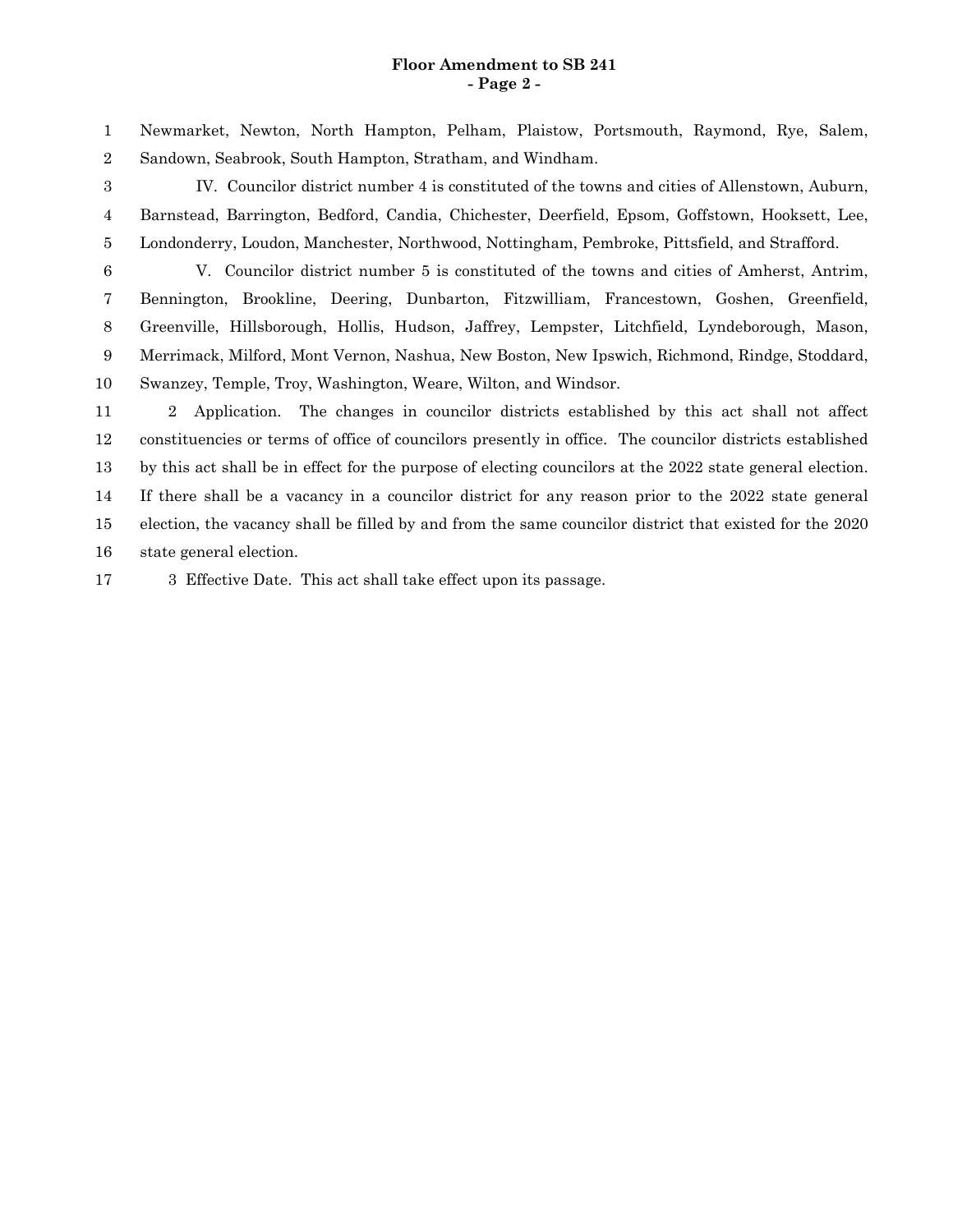Newmarket, Newton, North Hampton, Pelham, Plaistow, Portsmouth, Raymond, Rye, Salem, Sandown, Seabrook, South Hampton, Stratham, and Windham.

IV. Councilor district number 4 is constituted of the towns and cities of Allenstown, Auburn, Barnstead, Barrington, Bedford, Candia, Chichester, Deerfield, Epsom, Goffstown, Hooksett, Lee, Londonderry, Loudon, Manchester, Northwood, Nottingham, Pembroke, Pittsfield, and Strafford.

V. Councilor district number 5 is constituted of the towns and cities of Amherst, Antrim, Bennington, Brookline, Deering, Dunbarton, Fitzwilliam, Francestown, Goshen, Greenfield, Greenville, Hillsborough, Hollis, Hudson, Jaffrey, Lempster, Litchfield, Lyndeborough, Mason, Merrimack, Milford, Mont Vernon, Nashua, New Boston, New Ipswich, Richmond, Rindge, Stoddard, Swanzey, Temple, Troy, Washington, Weare, Wilton, and Windsor.

2 Application. The changes in councilor districts established by this act shall not affect constituencies or terms of office of councilors presently in office. The councilor districts established by this act shall be in effect for the purpose of electing councilors at the 2022 state general election. If there shall be a vacancy in a councilor district for any reason prior to the 2022 state general election, the vacancy shall be filled by and from the same councilor district that existed for the 2020 state general election.

3 Effective Date. This act shall take effect upon its passage.